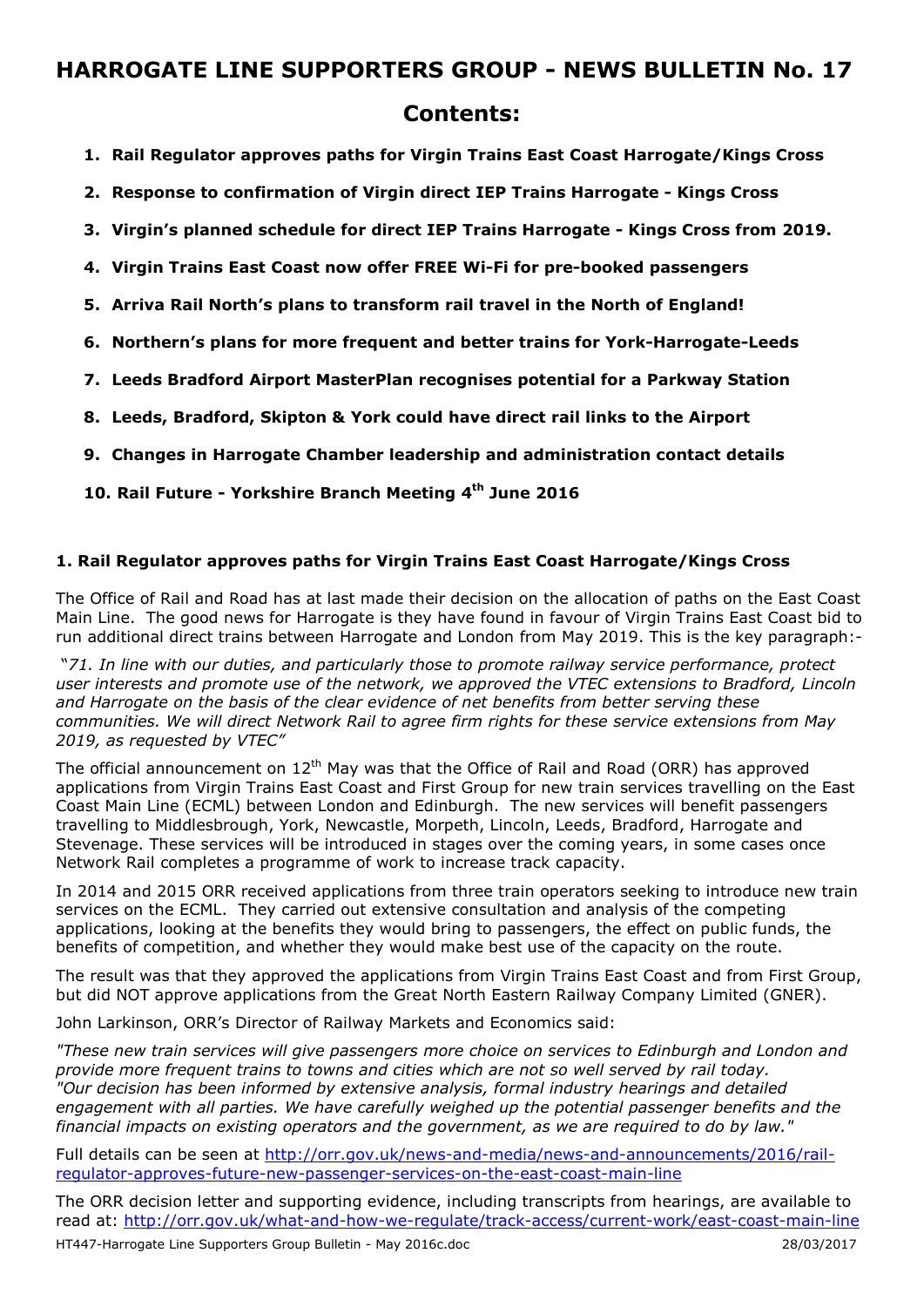# HARROGATE LINE SUPPORTERS GROUP - NEWS BULLETIN No. 17

## Contents:

1. **Rail Regulator approves paths for Virgin Trains East Coast Harrogate/Kings Cross**
2. **Response to confirmation of Virgin direct IEP Trains Harrogate - Kings Cross**
3. **Virgin's planned schedule for direct IEP Trains Harrogate - Kings Cross from 2019.**
4. **Virgin Trains East Coast now offer FREE Wi-Fi for pre-booked passengers**
5. **Arriva Rail North's plans to transform rail travel in the North of England!**
6. **Northern's plans for more frequent and better trains for York-Harrogate-Leeds**
7. **Leeds Bradford Airport MasterPlan recognises potential for a Parkway Station**
8. **Leeds, Bradford, Skipton & York could have direct rail links to the Airport**
9. **Changes in Harrogate Chamber leadership and administration contact details**
10. **Rail Future - Yorkshire Branch Meeting 4th June 2016**

### 1. Rail Regulator approves paths for Virgin Trains East Coast Harrogate/Kings Cross

The Office of Rail and Road has at last made their decision on the allocation of paths on the East Coast Main Line. The good news for Harrogate is they have found in favour of Virgin Trains East Coast bid to run additional direct trains between Harrogate and London from May 2019. This is the key paragraph:-

*"71. In line with our duties, and particularly those to promote railway service performance, protect user interests and promote use of the network, we approved the VTEC extensions to Bradford, Lincoln and Harrogate on the basis of the clear evidence of net benefits from better serving these communities. We will direct Network Rail to agree firm rights for these service extensions from May 2019, as requested by VTEC"*

The official announcement on 12th May was that the Office of Rail and Road (ORR) has approved applications from Virgin Trains East Coast and First Group for new train services travelling on the East Coast Main Line (ECML) between London and Edinburgh. The new services will benefit passengers travelling to Middlesbrough, York, Newcastle, Morpeth, Lincoln, Leeds, Bradford, Harrogate and Stevenage. These services will be introduced in stages over the coming years, in some cases once Network Rail completes a programme of work to increase track capacity.

In 2014 and 2015 ORR received applications from three train operators seeking to introduce new train services on the ECML. They carried out extensive consultation and analysis of the competing applications, looking at the benefits they would bring to passengers, the effect on public funds, the benefits of competition, and whether they would make best use of the capacity on the route.

The result was that they approved the applications from Virgin Trains East Coast and from First Group, but did NOT approve applications from the Great North Eastern Railway Company Limited (GNER).

John Larkinson, ORR's Director of Railway Markets and Economics said:

*"These new train services will give passengers more choice on services to Edinburgh and London and provide more frequent trains to towns and cities which are not so well served by rail today.*
*"Our decision has been informed by extensive analysis, formal industry hearings and detailed engagement with all parties. We have carefully weighed up the potential passenger benefits and the financial impacts on existing operators and the government, as we are required to do by law."*

Full details can be seen at http://orr.gov.uk/news-and-media/news-and-announcements/2016/rail-regulator-approves-future-new-passenger-services-on-the-east-coast-main-line

The ORR decision letter and supporting evidence, including transcripts from hearings, are available to read at: http://orr.gov.uk/what-and-how-we-regulate/track-access/current-work/east-coast-main-line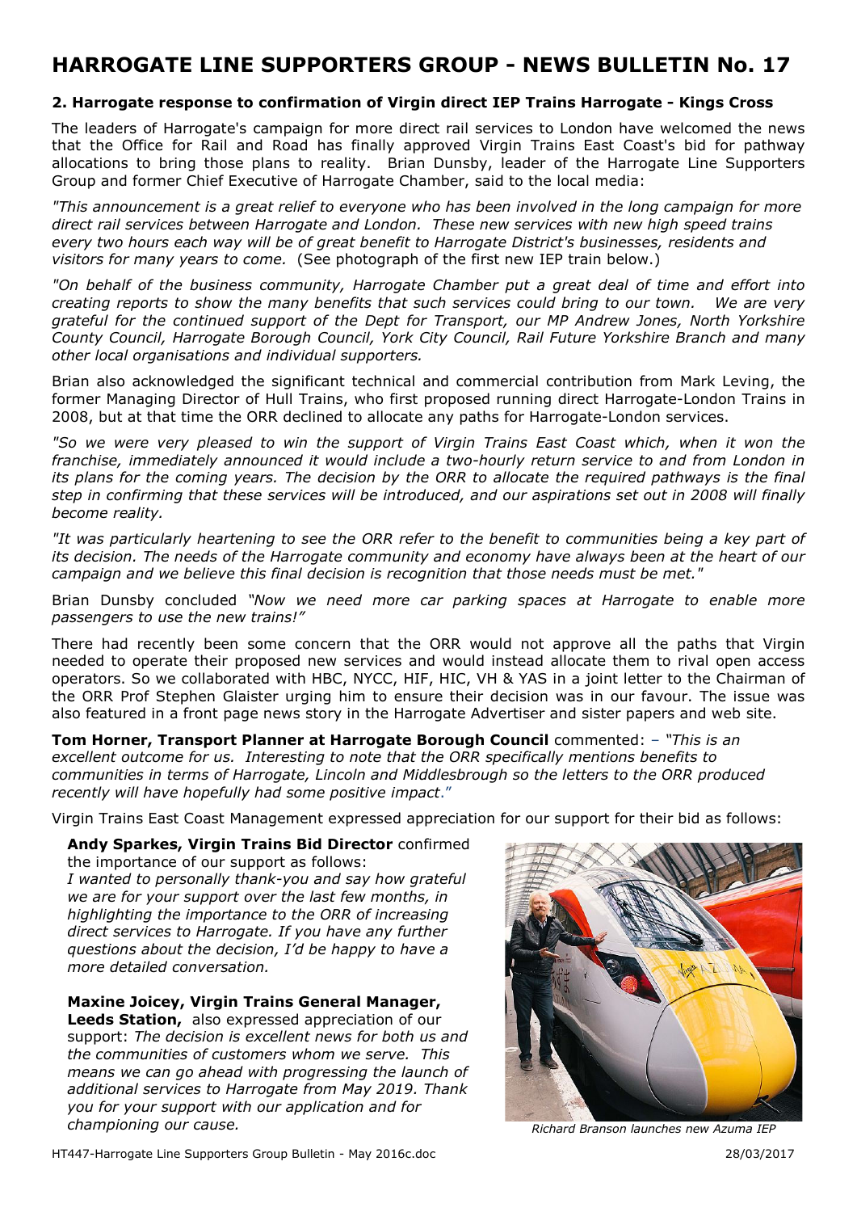# HARROGATE LINE SUPPORTERS GROUP - NEWS BULLETIN No. 17

### 2. Harrogate response to confirmation of Virgin direct IEP Trains Harrogate - Kings Cross

The leaders of Harrogate's campaign for more direct rail services to London have welcomed the news that the Office for Rail and Road has finally approved Virgin Trains East Coast's bid for pathway allocations to bring those plans to reality. Brian Dunsby, leader of the Harrogate Line Supporters Group and former Chief Executive of Harrogate Chamber, said to the local media:

*"This announcement is a great relief to everyone who has been involved in the long campaign for more direct rail services between Harrogate and London. These new services with new high speed trains every two hours each way will be of great benefit to Harrogate District's businesses, residents and visitors for many years to come.* (See photograph of the first new IEP train below.)

*"On behalf of the business community, Harrogate Chamber put a great deal of time and effort into creating reports to show the many benefits that such services could bring to our town. We are very grateful for the continued support of the Dept for Transport, our MP Andrew Jones, North Yorkshire County Council, Harrogate Borough Council, York City Council, Rail Future Yorkshire Branch and many other local organisations and individual supporters.*

Brian also acknowledged the significant technical and commercial contribution from Mark Leving, the former Managing Director of Hull Trains, who first proposed running direct Harrogate-London Trains in 2008, but at that time the ORR declined to allocate any paths for Harrogate-London services.

*"So we were very pleased to win the support of Virgin Trains East Coast which, when it won the franchise, immediately announced it would include a two-hourly return service to and from London in its plans for the coming years. The decision by the ORR to allocate the required pathways is the final step in confirming that these services will be introduced, and our aspirations set out in 2008 will finally become reality.*

*"It was particularly heartening to see the ORR refer to the benefit to communities being a key part of its decision. The needs of the Harrogate community and economy have always been at the heart of our campaign and we believe this final decision is recognition that those needs must be met."*

Brian Dunsby concluded *"Now we need more car parking spaces at Harrogate to enable more passengers to use the new trains!"*

There had recently been some concern that the ORR would not approve all the paths that Virgin needed to operate their proposed new services and would instead allocate them to rival open access operators. So we collaborated with HBC, NYCC, HIF, HIC, VH & YAS in a joint letter to the Chairman of the ORR Prof Stephen Glaister urging him to ensure their decision was in our favour. The issue was also featured in a front page news story in the Harrogate Advertiser and sister papers and web site.

**Tom Horner, Transport Planner at Harrogate Borough Council** commented: – *"This is an excellent outcome for us. Interesting to note that the ORR specifically mentions benefits to communities in terms of Harrogate, Lincoln and Middlesbrough so the letters to the ORR produced recently will have hopefully had some positive impact."*

Virgin Trains East Coast Management expressed appreciation for our support for their bid as follows:

**Andy Sparkes, Virgin Trains Bid Director** confirmed the importance of our support as follows: *I wanted to personally thank-you and say how grateful we are for your support over the last few months, in highlighting the importance to the ORR of increasing direct services to Harrogate. If you have any further questions about the decision, I'd be happy to have a more detailed conversation.*

**Maxine Joicey, Virgin Trains General Manager, Leeds Station,** also expressed appreciation of our support: *The decision is excellent news for both us and the communities of customers whom we serve. This means we can go ahead with progressing the launch of additional services to Harrogate from May 2019. Thank you for your support with our application and for championing our cause.*

*Richard Branson launches new Azuma IEP*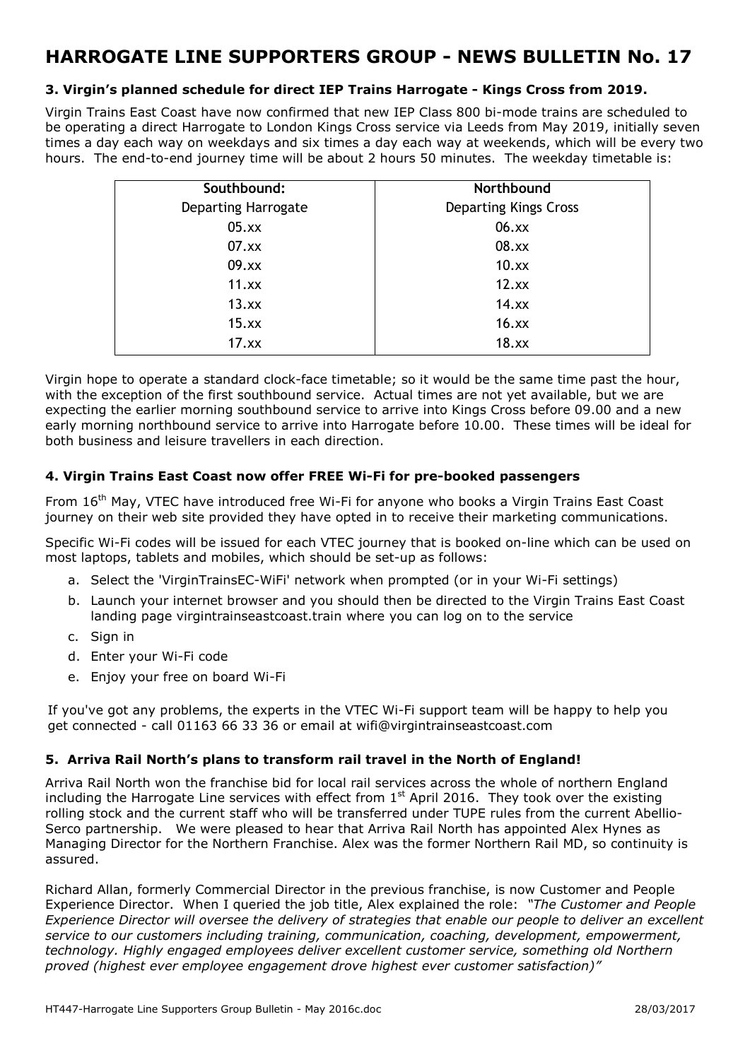# HARROGATE LINE SUPPORTERS GROUP - NEWS BULLETIN No. 17

### 3. Virgin's planned schedule for direct IEP Trains Harrogate - Kings Cross from 2019.

Virgin Trains East Coast have now confirmed that new IEP Class 800 bi-mode trains are scheduled to be operating a direct Harrogate to London Kings Cross service via Leeds from May 2019, initially seven times a day each way on weekdays and six times a day each way at weekends, which will be every two hours. The end-to-end journey time will be about 2 hours 50 minutes. The weekday timetable is:

| Southbound: | Northbound |
|---|---|
| Departing Harrogate | Departing Kings Cross |
| 05.xx | 06.xx |
| 07.xx | 08.xx |
| 09.xx | 10.xx |
| 11.xx | 12.xx |
| 13.xx | 14.xx |
| 15.xx | 16.xx |
| 17.xx | 18.xx |

Virgin hope to operate a standard clock-face timetable; so it would be the same time past the hour, with the exception of the first southbound service. Actual times are not yet available, but we are expecting the earlier morning southbound service to arrive into Kings Cross before 09.00 and a new early morning northbound service to arrive into Harrogate before 10.00. These times will be ideal for both business and leisure travellers in each direction.

### 4. Virgin Trains East Coast now offer FREE Wi-Fi for pre-booked passengers

From 16th May, VTEC have introduced free Wi-Fi for anyone who books a Virgin Trains East Coast journey on their web site provided they have opted in to receive their marketing communications.

Specific Wi-Fi codes will be issued for each VTEC journey that is booked on-line which can be used on most laptops, tablets and mobiles, which should be set-up as follows:

a. Select the 'VirginTrainsEC-WiFi' network when prompted (or in your Wi-Fi settings)
b. Launch your internet browser and you should then be directed to the Virgin Trains East Coast landing page virgintrainseastcoast.train where you can log on to the service
c. Sign in
d. Enter your Wi-Fi code
e. Enjoy your free on board Wi-Fi

If you've got any problems, the experts in the VTEC Wi-Fi support team will be happy to help you get connected - call 01163 66 33 36 or email at wifi@virgintrainseastcoast.com

### 5. Arriva Rail North's plans to transform rail travel in the North of England!

Arriva Rail North won the franchise bid for local rail services across the whole of northern England including the Harrogate Line services with effect from 1st April 2016. They took over the existing rolling stock and the current staff who will be transferred under TUPE rules from the current Abellio-Serco partnership. We were pleased to hear that Arriva Rail North has appointed Alex Hynes as Managing Director for the Northern Franchise. Alex was the former Northern Rail MD, so continuity is assured.

Richard Allan, formerly Commercial Director in the previous franchise, is now Customer and People Experience Director. When I queried the job title, Alex explained the role: *"The Customer and People Experience Director will oversee the delivery of strategies that enable our people to deliver an excellent service to our customers including training, communication, coaching, development, empowerment, technology. Highly engaged employees deliver excellent customer service, something old Northern proved (highest ever employee engagement drove highest ever customer satisfaction)"*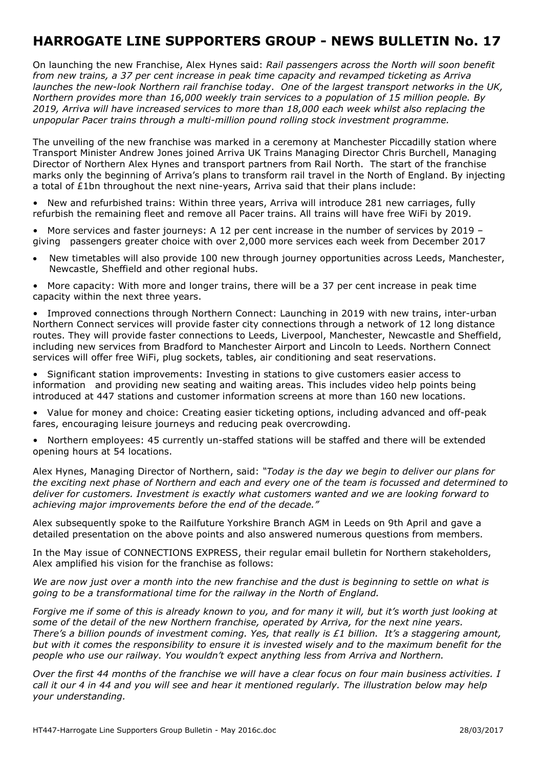## HARROGATE LINE SUPPORTERS GROUP - NEWS BULLETIN No. 17

On launching the new Franchise, Alex Hynes said: *Rail passengers across the North will soon benefit from new trains, a 37 per cent increase in peak time capacity and revamped ticketing as Arriva launches the new-look Northern rail franchise today. One of the largest transport networks in the UK, Northern provides more than 16,000 weekly train services to a population of 15 million people. By 2019, Arriva will have increased services to more than 18,000 each week whilst also replacing the unpopular Pacer trains through a multi-million pound rolling stock investment programme.*

The unveiling of the new franchise was marked in a ceremony at Manchester Piccadilly station where Transport Minister Andrew Jones joined Arriva UK Trains Managing Director Chris Burchell, Managing Director of Northern Alex Hynes and transport partners from Rail North. The start of the franchise marks only the beginning of Arriva's plans to transform rail travel in the North of England. By injecting a total of £1bn throughout the next nine-years, Arriva said that their plans include:

- New and refurbished trains: Within three years, Arriva will introduce 281 new carriages, fully refurbish the remaining fleet and remove all Pacer trains. All trains will have free WiFi by 2019.
- More services and faster journeys: A 12 per cent increase in the number of services by 2019 – giving passengers greater choice with over 2,000 more services each week from December 2017
- New timetables will also provide 100 new through journey opportunities across Leeds, Manchester, Newcastle, Sheffield and other regional hubs.
- More capacity: With more and longer trains, there will be a 37 per cent increase in peak time capacity within the next three years.
- Improved connections through Northern Connect: Launching in 2019 with new trains, inter-urban Northern Connect services will provide faster city connections through a network of 12 long distance routes. They will provide faster connections to Leeds, Liverpool, Manchester, Newcastle and Sheffield, including new services from Bradford to Manchester Airport and Lincoln to Leeds. Northern Connect services will offer free WiFi, plug sockets, tables, air conditioning and seat reservations.
- Significant station improvements: Investing in stations to give customers easier access to information and providing new seating and waiting areas. This includes video help points being introduced at 447 stations and customer information screens at more than 160 new locations.
- Value for money and choice: Creating easier ticketing options, including advanced and off-peak fares, encouraging leisure journeys and reducing peak overcrowding.
- Northern employees: 45 currently un-staffed stations will be staffed and there will be extended opening hours at 54 locations.

Alex Hynes, Managing Director of Northern, said: *"Today is the day we begin to deliver our plans for the exciting next phase of Northern and each and every one of the team is focussed and determined to deliver for customers. Investment is exactly what customers wanted and we are looking forward to achieving major improvements before the end of the decade."*

Alex subsequently spoke to the Railfuture Yorkshire Branch AGM in Leeds on 9th April and gave a detailed presentation on the above points and also answered numerous questions from members.

In the May issue of CONNECTIONS EXPRESS, their regular email bulletin for Northern stakeholders, Alex amplified his vision for the franchise as follows:

*We are now just over a month into the new franchise and the dust is beginning to settle on what is going to be a transformational time for the railway in the North of England.*

*Forgive me if some of this is already known to you, and for many it will, but it's worth just looking at some of the detail of the new Northern franchise, operated by Arriva, for the next nine years. There's a billion pounds of investment coming. Yes, that really is £1 billion. It's a staggering amount, but with it comes the responsibility to ensure it is invested wisely and to the maximum benefit for the people who use our railway. You wouldn't expect anything less from Arriva and Northern.*

*Over the first 44 months of the franchise we will have a clear focus on four main business activities. I call it our 4 in 44 and you will see and hear it mentioned regularly. The illustration below may help your understanding.*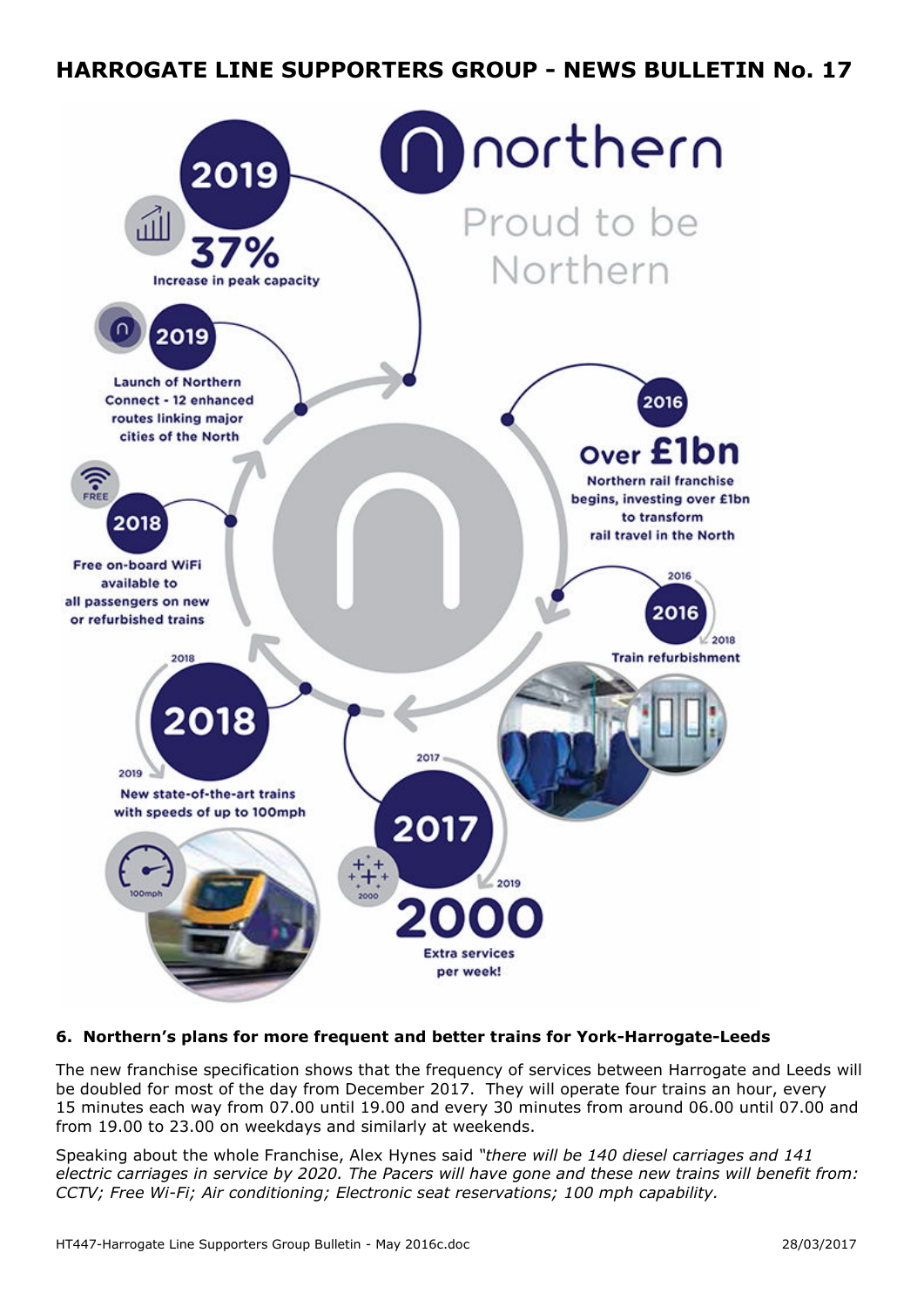# HARROGATE LINE SUPPORTERS GROUP - NEWS BULLETIN No. 17

northern

Proud to be Northern

**2016** — **Over £1bn** — Northern rail franchise begins, investing over £1bn to transform rail travel in the North

**2016** (2016–2018) — Train refurbishment

**2017** (2017–2019) — **2000** Extra services per week!

**2018** (2018–2019) — New state-of-the-art trains with speeds of up to 100mph

**2018** — Free on-board WiFi available to all passengers on new or refurbished trains

**2019** — Launch of Northern Connect - 12 enhanced routes linking major cities of the North

**2019** — **37%** Increase in peak capacity

### 6. Northern's plans for more frequent and better trains for York-Harrogate-Leeds

The new franchise specification shows that the frequency of services between Harrogate and Leeds will be doubled for most of the day from December 2017. They will operate four trains an hour, every 15 minutes each way from 07.00 until 19.00 and every 30 minutes from around 06.00 until 07.00 and from 19.00 to 23.00 on weekdays and similarly at weekends.

Speaking about the whole Franchise, Alex Hynes said *"there will be 140 diesel carriages and 141 electric carriages in service by 2020. The Pacers will have gone and these new trains will benefit from: CCTV; Free Wi-Fi; Air conditioning; Electronic seat reservations; 100 mph capability.*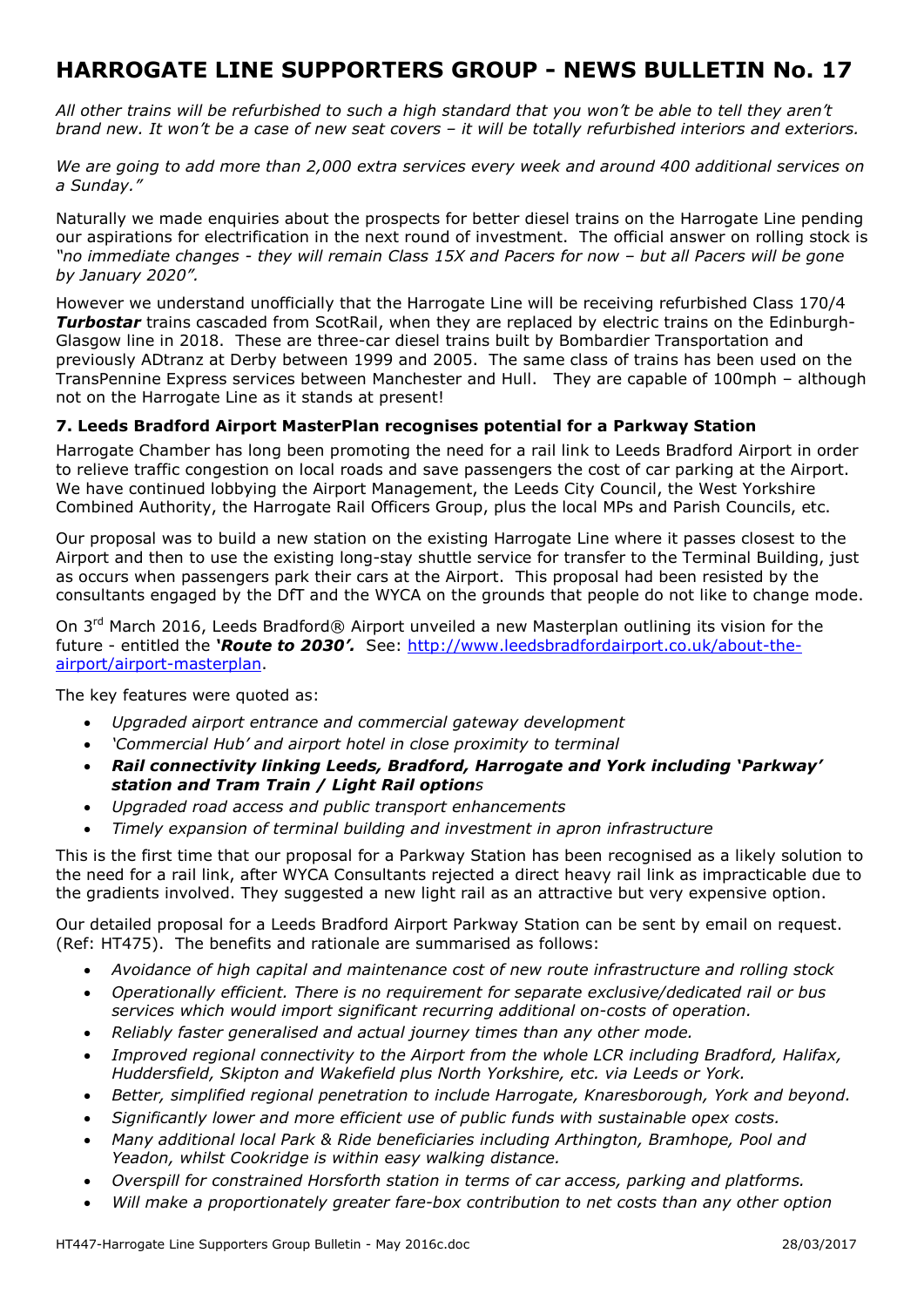*All other trains will be refurbished to such a high standard that you won't be able to tell they aren't brand new. It won't be a case of new seat covers – it will be totally refurbished interiors and exteriors.*

*We are going to add more than 2,000 extra services every week and around 400 additional services on a Sunday."*

Naturally we made enquiries about the prospects for better diesel trains on the Harrogate Line pending our aspirations for electrification in the next round of investment. The official answer on rolling stock is *"no immediate changes - they will remain Class 15X and Pacers for now – but all Pacers will be gone by January 2020".*

However we understand unofficially that the Harrogate Line will be receiving refurbished Class 170/4 ***Turbostar*** trains cascaded from ScotRail, when they are replaced by electric trains on the Edinburgh-Glasgow line in 2018. These are three-car diesel trains built by Bombardier Transportation and previously ADtranz at Derby between 1999 and 2005. The same class of trains has been used on the TransPennine Express services between Manchester and Hull. They are capable of 100mph – although not on the Harrogate Line as it stands at present!

### 7. Leeds Bradford Airport MasterPlan recognises potential for a Parkway Station

Harrogate Chamber has long been promoting the need for a rail link to Leeds Bradford Airport in order to relieve traffic congestion on local roads and save passengers the cost of car parking at the Airport. We have continued lobbying the Airport Management, the Leeds City Council, the West Yorkshire Combined Authority, the Harrogate Rail Officers Group, plus the local MPs and Parish Councils, etc.

Our proposal was to build a new station on the existing Harrogate Line where it passes closest to the Airport and then to use the existing long-stay shuttle service for transfer to the Terminal Building, just as occurs when passengers park their cars at the Airport. This proposal had been resisted by the consultants engaged by the DfT and the WYCA on the grounds that people do not like to change mode.

On 3rd March 2016, Leeds Bradford® Airport unveiled a new Masterplan outlining its vision for the future - entitled the ***'Route to 2030'.*** See: http://www.leedsbradfordairport.co.uk/about-the-airport/airport-masterplan.

The key features were quoted as:

- *Upgraded airport entrance and commercial gateway development*
- *'Commercial Hub' and airport hotel in close proximity to terminal*
- ***Rail connectivity linking Leeds, Bradford, Harrogate and York including 'Parkway' station and Tram Train / Light Rail options***
- *Upgraded road access and public transport enhancements*
- *Timely expansion of terminal building and investment in apron infrastructure*

This is the first time that our proposal for a Parkway Station has been recognised as a likely solution to the need for a rail link, after WYCA Consultants rejected a direct heavy rail link as impracticable due to the gradients involved. They suggested a new light rail as an attractive but very expensive option.

Our detailed proposal for a Leeds Bradford Airport Parkway Station can be sent by email on request. (Ref: HT475). The benefits and rationale are summarised as follows:

- *Avoidance of high capital and maintenance cost of new route infrastructure and rolling stock*
- *Operationally efficient. There is no requirement for separate exclusive/dedicated rail or bus services which would import significant recurring additional on-costs of operation.*
- *Reliably faster generalised and actual journey times than any other mode.*
- *Improved regional connectivity to the Airport from the whole LCR including Bradford, Halifax, Huddersfield, Skipton and Wakefield plus North Yorkshire, etc. via Leeds or York.*
- *Better, simplified regional penetration to include Harrogate, Knaresborough, York and beyond.*
- *Significantly lower and more efficient use of public funds with sustainable opex costs.*
- *Many additional local Park & Ride beneficiaries including Arthington, Bramhope, Pool and Yeadon, whilst Cookridge is within easy walking distance.*
- *Overspill for constrained Horsforth station in terms of car access, parking and platforms.*
- *Will make a proportionately greater fare-box contribution to net costs than any other option*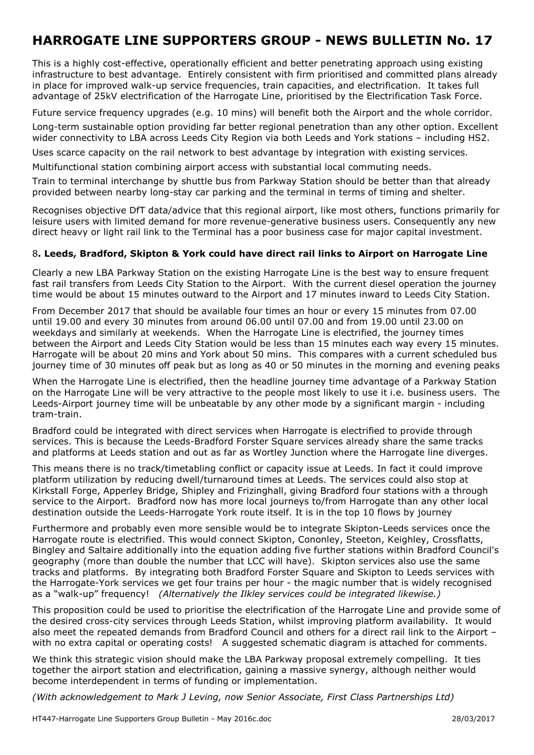# HARROGATE LINE SUPPORTERS GROUP - NEWS BULLETIN No. 17

This is a highly cost-effective, operationally efficient and better penetrating approach using existing infrastructure to best advantage. Entirely consistent with firm prioritised and committed plans already in place for improved walk-up service frequencies, train capacities, and electrification. It takes full advantage of 25kV electrification of the Harrogate Line, prioritised by the Electrification Task Force.

Future service frequency upgrades (e.g. 10 mins) will benefit both the Airport and the whole corridor.

Long-term sustainable option providing far better regional penetration than any other option. Excellent wider connectivity to LBA across Leeds City Region via both Leeds and York stations – including HS2.

Uses scarce capacity on the rail network to best advantage by integration with existing services.

Multifunctional station combining airport access with substantial local commuting needs.

Train to terminal interchange by shuttle bus from Parkway Station should be better than that already provided between nearby long-stay car parking and the terminal in terms of timing and shelter.

Recognises objective DfT data/advice that this regional airport, like most others, functions primarily for leisure users with limited demand for more revenue-generative business users. Consequently any new direct heavy or light rail link to the Terminal has a poor business case for major capital investment.

### 8. Leeds, Bradford, Skipton & York could have direct rail links to Airport on Harrogate Line

Clearly a new LBA Parkway Station on the existing Harrogate Line is the best way to ensure frequent fast rail transfers from Leeds City Station to the Airport. With the current diesel operation the journey time would be about 15 minutes outward to the Airport and 17 minutes inward to Leeds City Station.

From December 2017 that should be available four times an hour or every 15 minutes from 07.00 until 19.00 and every 30 minutes from around 06.00 until 07.00 and from 19.00 until 23.00 on weekdays and similarly at weekends. When the Harrogate Line is electrified, the journey times between the Airport and Leeds City Station would be less than 15 minutes each way every 15 minutes. Harrogate will be about 20 mins and York about 50 mins. This compares with a current scheduled bus journey time of 30 minutes off peak but as long as 40 or 50 minutes in the morning and evening peaks

When the Harrogate Line is electrified, then the headline journey time advantage of a Parkway Station on the Harrogate Line will be very attractive to the people most likely to use it i.e. business users. The Leeds-Airport journey time will be unbeatable by any other mode by a significant margin - including tram-train.

Bradford could be integrated with direct services when Harrogate is electrified to provide through services. This is because the Leeds-Bradford Forster Square services already share the same tracks and platforms at Leeds station and out as far as Wortley Junction where the Harrogate line diverges.

This means there is no track/timetabling conflict or capacity issue at Leeds. In fact it could improve platform utilization by reducing dwell/turnaround times at Leeds. The services could also stop at Kirkstall Forge, Apperley Bridge, Shipley and Frizinghall, giving Bradford four stations with a through service to the Airport. Bradford now has more local journeys to/from Harrogate than any other local destination outside the Leeds-Harrogate York route itself. It is in the top 10 flows by journey

Furthermore and probably even more sensible would be to integrate Skipton-Leeds services once the Harrogate route is electrified. This would connect Skipton, Cononley, Steeton, Keighley, Crossflatts, Bingley and Saltaire additionally into the equation adding five further stations within Bradford Council's geography (more than double the number that LCC will have). Skipton services also use the same tracks and platforms. By integrating both Bradford Forster Square and Skipton to Leeds services with the Harrogate-York services we get four trains per hour - the magic number that is widely recognised as a "walk-up" frequency! *(Alternatively the Ilkley services could be integrated likewise.)*

This proposition could be used to prioritise the electrification of the Harrogate Line and provide some of the desired cross-city services through Leeds Station, whilst improving platform availability. It would also meet the repeated demands from Bradford Council and others for a direct rail link to the Airport – with no extra capital or operating costs! A suggested schematic diagram is attached for comments.

We think this strategic vision should make the LBA Parkway proposal extremely compelling. It ties together the airport station and electrification, gaining a massive synergy, although neither would become interdependent in terms of funding or implementation.

*(With acknowledgement to Mark J Leving, now Senior Associate, First Class Partnerships Ltd)*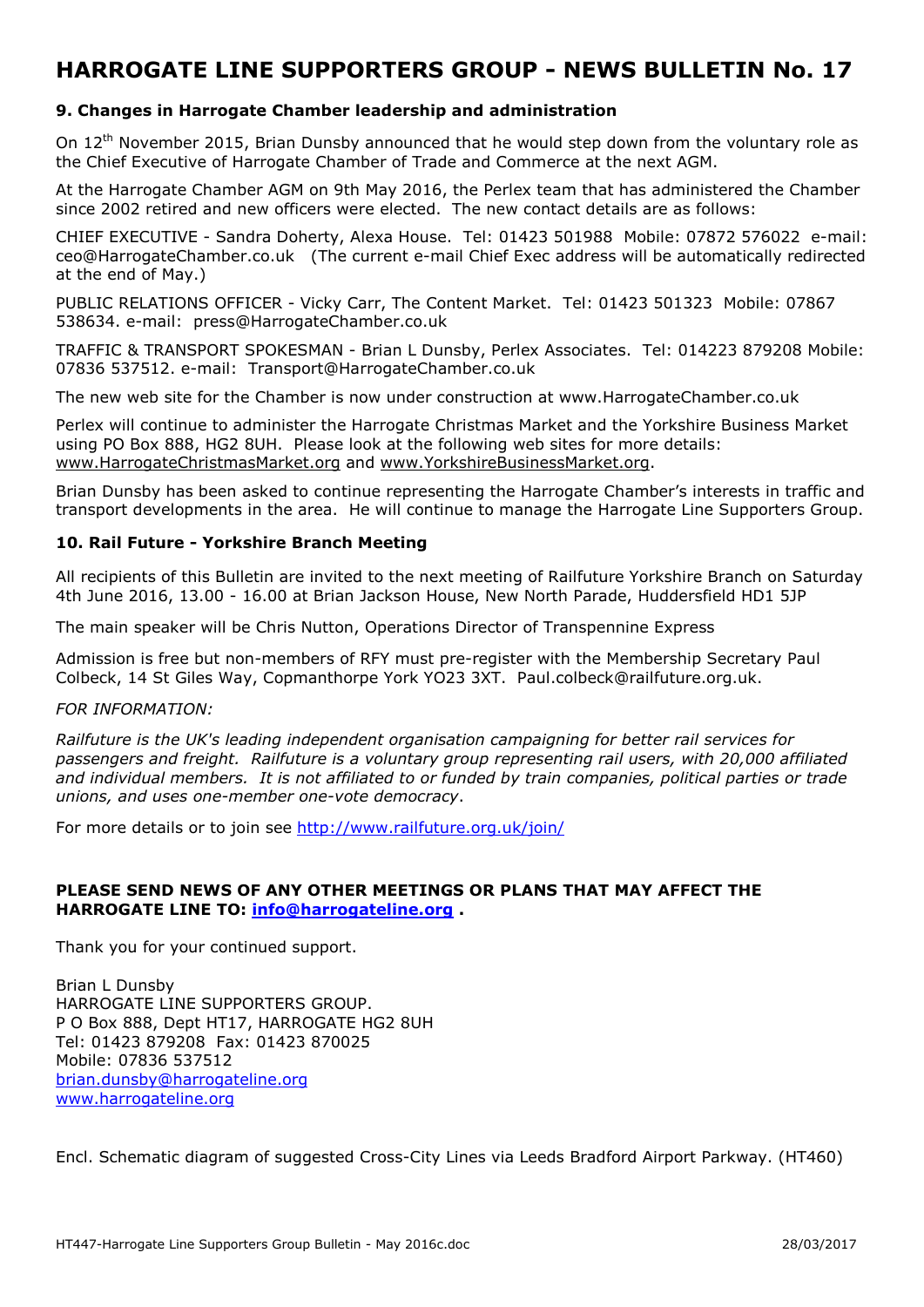# HARROGATE LINE SUPPORTERS GROUP - NEWS BULLETIN No. 17

### 9. Changes in Harrogate Chamber leadership and administration

On 12th November 2015, Brian Dunsby announced that he would step down from the voluntary role as the Chief Executive of Harrogate Chamber of Trade and Commerce at the next AGM.

At the Harrogate Chamber AGM on 9th May 2016, the Perlex team that has administered the Chamber since 2002 retired and new officers were elected. The new contact details are as follows:

CHIEF EXECUTIVE - Sandra Doherty, Alexa House. Tel: 01423 501988 Mobile: 07872 576022 e-mail: ceo@HarrogateChamber.co.uk (The current e-mail Chief Exec address will be automatically redirected at the end of May.)

PUBLIC RELATIONS OFFICER - Vicky Carr, The Content Market. Tel: 01423 501323 Mobile: 07867 538634. e-mail: press@HarrogateChamber.co.uk

TRAFFIC & TRANSPORT SPOKESMAN - Brian L Dunsby, Perlex Associates. Tel: 014223 879208 Mobile: 07836 537512. e-mail: Transport@HarrogateChamber.co.uk

The new web site for the Chamber is now under construction at www.HarrogateChamber.co.uk

Perlex will continue to administer the Harrogate Christmas Market and the Yorkshire Business Market using PO Box 888, HG2 8UH. Please look at the following web sites for more details: www.HarrogateChristmasMarket.org and www.YorkshireBusinessMarket.org.

Brian Dunsby has been asked to continue representing the Harrogate Chamber's interests in traffic and transport developments in the area. He will continue to manage the Harrogate Line Supporters Group.

### 10. Rail Future - Yorkshire Branch Meeting

All recipients of this Bulletin are invited to the next meeting of Railfuture Yorkshire Branch on Saturday 4th June 2016, 13.00 - 16.00 at Brian Jackson House, New North Parade, Huddersfield HD1 5JP

The main speaker will be Chris Nutton, Operations Director of Transpennine Express

Admission is free but non-members of RFY must pre-register with the Membership Secretary Paul Colbeck, 14 St Giles Way, Copmanthorpe York YO23 3XT. Paul.colbeck@railfuture.org.uk.

*FOR INFORMATION:*

*Railfuture is the UK's leading independent organisation campaigning for better rail services for passengers and freight. Railfuture is a voluntary group representing rail users, with 20,000 affiliated and individual members. It is not affiliated to or funded by train companies, political parties or trade unions, and uses one-member one-vote democracy*.

For more details or to join see http://www.railfuture.org.uk/join/

**PLEASE SEND NEWS OF ANY OTHER MEETINGS OR PLANS THAT MAY AFFECT THE HARROGATE LINE TO: info@harrogateline.org .**

Thank you for your continued support.

Brian L Dunsby
HARROGATE LINE SUPPORTERS GROUP.
P O Box 888, Dept HT17, HARROGATE HG2 8UH
Tel: 01423 879208 Fax: 01423 870025
Mobile: 07836 537512
brian.dunsby@harrogateline.org
www.harrogateline.org

Encl. Schematic diagram of suggested Cross-City Lines via Leeds Bradford Airport Parkway. (HT460)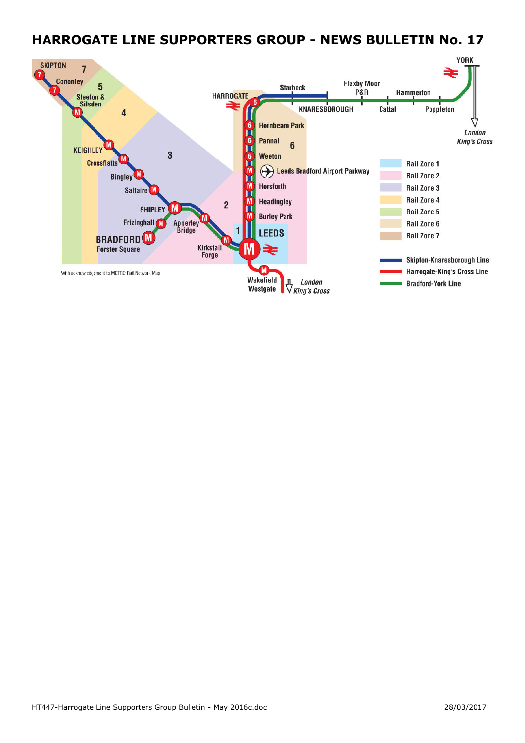# HARROGATE LINE SUPPORTERS GROUP - NEWS BULLETIN No. 17

SKIPTON
7
Cononley
5
Steeton & Silsden
4
KEIGHLEY
Crossflatts
3
Bingley
Saltaire
SHIPLEY
2
Frizinghall
Apperley Bridge
BRADFORD
Forster Square
Kirkstall Forge
1
LEEDS
Wakefield Westgate
London King's Cross
HARROGATE
Starbeck
KNARESBOROUGH
Flaxby Moor P&R
Cattal
Hammerton
Poppleton
YORK
London King's Cross
Hornbeam Park
Pannal
6
Weeton
Leeds Bradford Airport Parkway
Horsforth
Headingley
Burley Park

Rail Zone 1
Rail Zone 2
Rail Zone 3
Rail Zone 4
Rail Zone 5
Rail Zone 6
Rail Zone 7

Skipton-Knaresborough Line
Harrogate-King's Cross Line
Bradford-York Line

With acknowledgement to METRO Rail Network Map